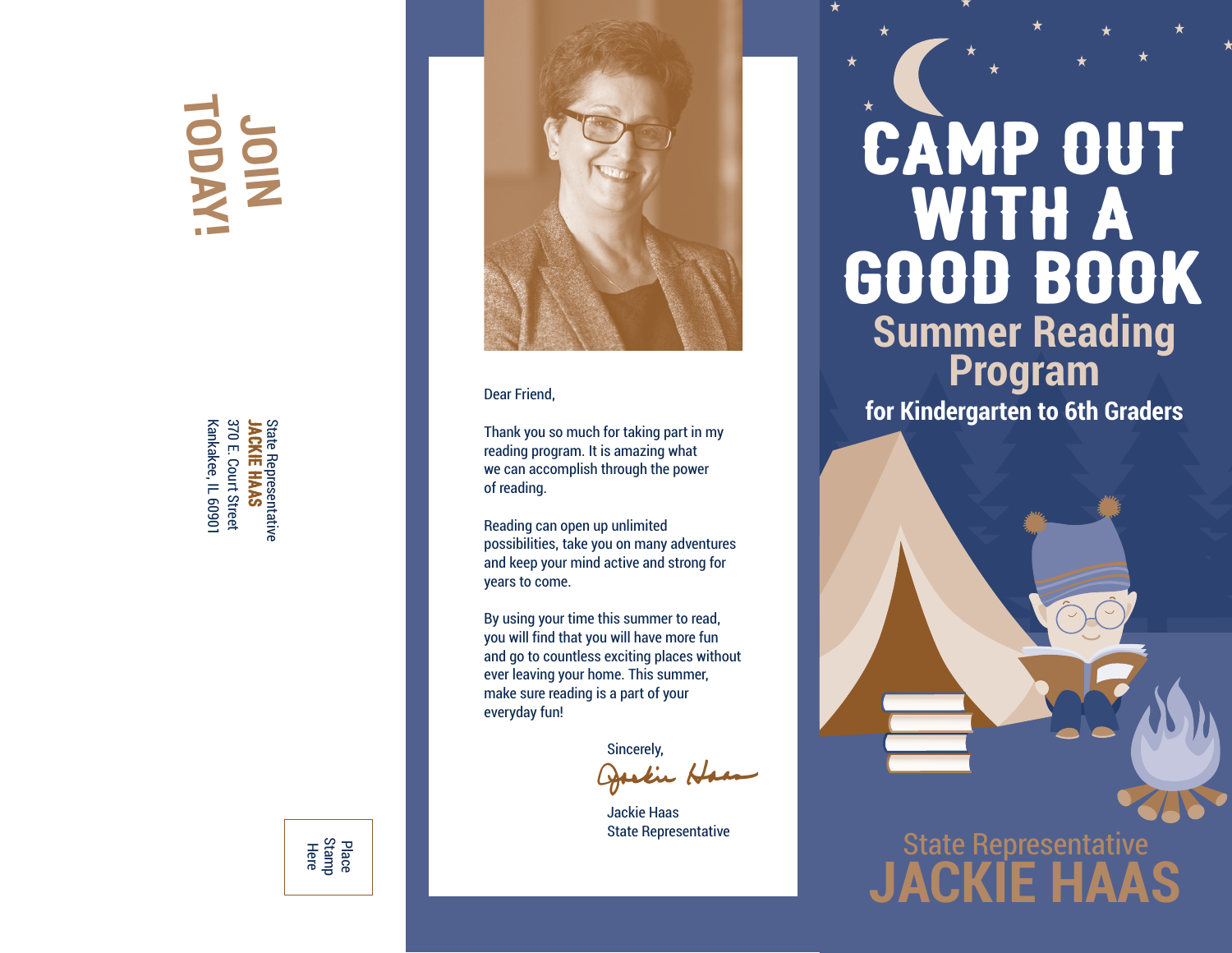# JOIN TODAY!

State Representative
**JACKIE HAAS**
370 E. Court Street
Kankakee, IL 60901

Place Stamp Here

Dear Friend,

Thank you so much for taking part in my reading program. It is amazing what we can accomplish through the power of reading.

Reading can open up unlimited possibilities, take you on many adventures and keep your mind active and strong for years to come.

By using your time this summer to read, you will find that you will have more fun and go to countless exciting places without ever leaving your home. This summer, make sure reading is a part of your everyday fun!

Sincerely,

Jackie Haas
State Representative

# CAMP OUT WITH A GOOD BOOK

## Summer Reading Program

### for Kindergarten to 6th Graders

State Representative
**JACKIE HAAS**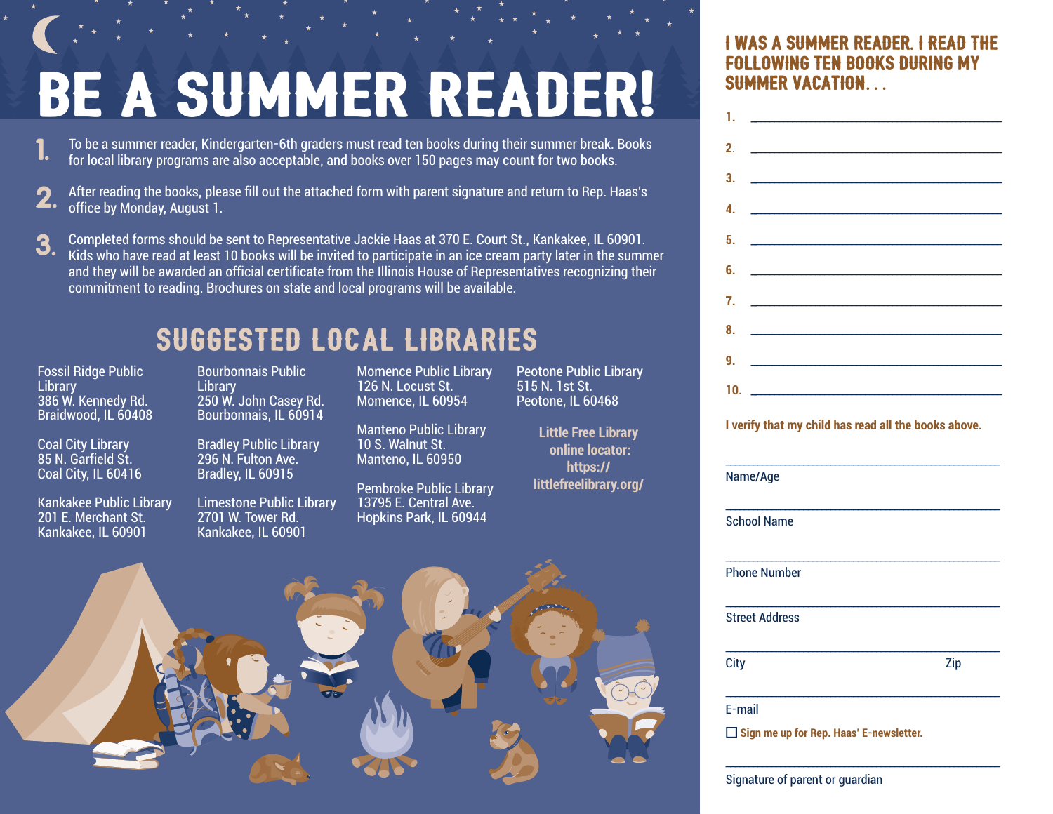# BE A SUMMER READER!

1. To be a summer reader, Kindergarten-6th graders must read ten books during their summer break. Books for local library programs are also acceptable, and books over 150 pages may count for two books.

2. After reading the books, please fill out the attached form with parent signature and return to Rep. Haas's office by Monday, August 1.

3. Completed forms should be sent to Representative Jackie Haas at 370 E. Court St., Kankakee, IL 60901. Kids who have read at least 10 books will be invited to participate in an ice cream party later in the summer and they will be awarded an official certificate from the Illinois House of Representatives recognizing their commitment to reading. Brochures on state and local programs will be available.

## SUGGESTED LOCAL LIBRARIES

Fossil Ridge Public Library
386 W. Kennedy Rd.
Braidwood, IL 60408

Coal City Library
85 N. Garfield St.
Coal City, IL 60416

Kankakee Public Library
201 E. Merchant St.
Kankakee, IL 60901

Bourbonnais Public Library
250 W. John Casey Rd.
Bourbonnais, IL 60914

Bradley Public Library
296 N. Fulton Ave.
Bradley, IL 60915

Limestone Public Library
2701 W. Tower Rd.
Kankakee, IL 60901

Momence Public Library
126 N. Locust St.
Momence, IL 60954

Manteno Public Library
10 S. Walnut St.
Manteno, IL 60950

Pembroke Public Library
13795 E. Central Ave.
Hopkins Park, IL 60944

Peotone Public Library
515 N. 1st St.
Peotone, IL 60468

**Little Free Library online locator: https://littlefreelibrary.org/**

## I WAS A SUMMER READER. I READ THE FOLLOWING TEN BOOKS DURING MY SUMMER VACATION. . .

1. ______________________
2. ______________________
3. ______________________
4. ______________________
5. ______________________
6. ______________________
7. ______________________
8. ______________________
9. ______________________
10. ______________________

**I verify that my child has read all the books above.**

______________________
Name/Age

______________________
School Name

______________________
Phone Number

______________________
Street Address

______________________
City Zip

______________________
E-mail

☐ **Sign me up for Rep. Haas' E-newsletter.**

______________________
Signature of parent or guardian